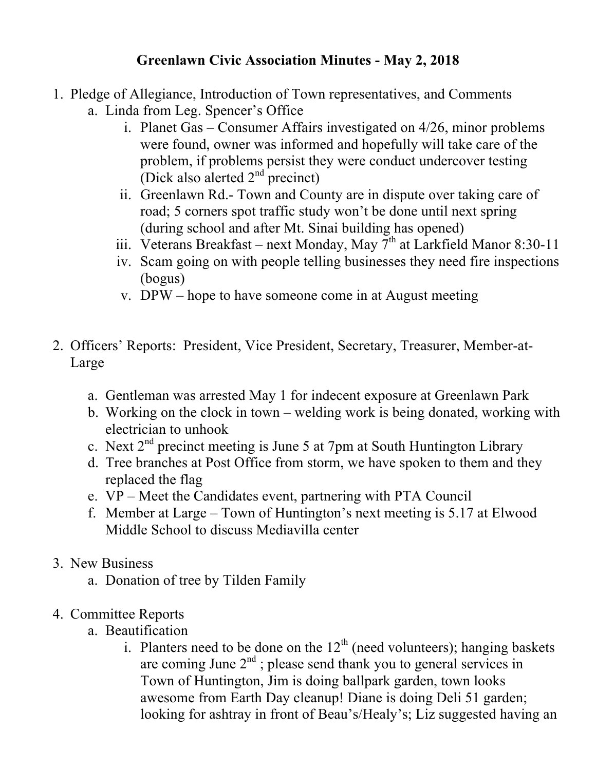# Greenlawn Civic Association Minutes - May 2, 2018

1. Pledge of Allegiance, Introduction of Town representatives, and Comments
    a. Linda from Leg. Spencer's Office
        i. Planet Gas – Consumer Affairs investigated on 4/26, minor problems were found, owner was informed and hopefully will take care of the problem, if problems persist they were conduct undercover testing (Dick also alerted 2nd precinct)
        ii. Greenlawn Rd.- Town and County are in dispute over taking care of road; 5 corners spot traffic study won't be done until next spring (during school and after Mt. Sinai building has opened)
        iii. Veterans Breakfast – next Monday, May 7th at Larkfield Manor 8:30-11
        iv. Scam going on with people telling businesses they need fire inspections (bogus)
        v. DPW – hope to have someone come in at August meeting

2. Officers' Reports: President, Vice President, Secretary, Treasurer, Member-at-Large
    a. Gentleman was arrested May 1 for indecent exposure at Greenlawn Park
    b. Working on the clock in town – welding work is being donated, working with electrician to unhook
    c. Next 2nd precinct meeting is June 5 at 7pm at South Huntington Library
    d. Tree branches at Post Office from storm, we have spoken to them and they replaced the flag
    e. VP – Meet the Candidates event, partnering with PTA Council
    f. Member at Large – Town of Huntington's next meeting is 5.17 at Elwood Middle School to discuss Mediavilla center

3. New Business
    a. Donation of tree by Tilden Family

4. Committee Reports
    a. Beautification
        i. Planters need to be done on the 12th (need volunteers); hanging baskets are coming June 2nd ; please send thank you to general services in Town of Huntington, Jim is doing ballpark garden, town looks awesome from Earth Day cleanup! Diane is doing Deli 51 garden; looking for ashtray in front of Beau's/Healy's; Liz suggested having an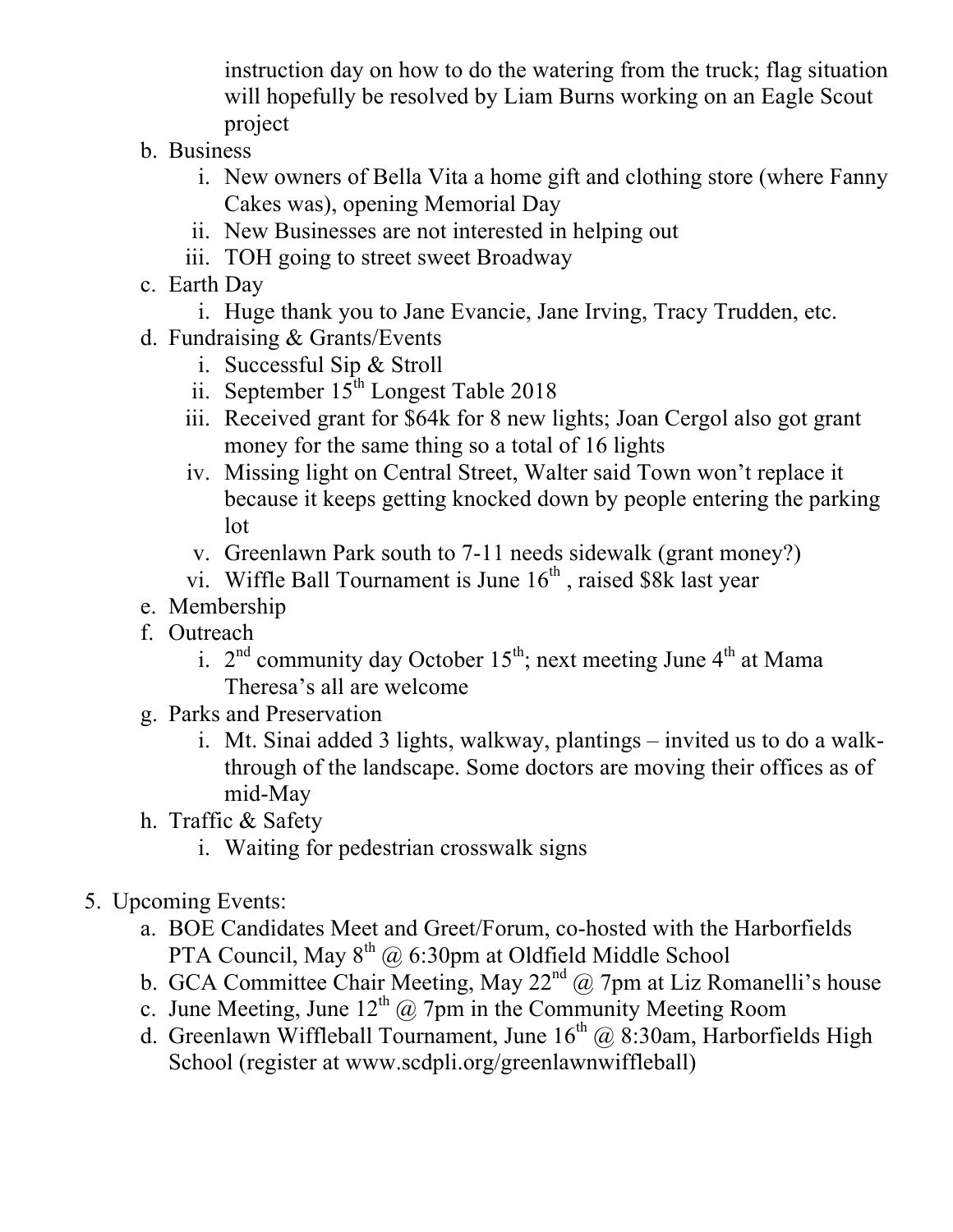instruction day on how to do the watering from the truck; flag situation will hopefully be resolved by Liam Burns working on an Eagle Scout project

b. Business
    i. New owners of Bella Vita a home gift and clothing store (where Fanny Cakes was), opening Memorial Day
    ii. New Businesses are not interested in helping out
    iii. TOH going to street sweet Broadway
c. Earth Day
    i. Huge thank you to Jane Evancie, Jane Irving, Tracy Trudden, etc.
d. Fundraising & Grants/Events
    i. Successful Sip & Stroll
    ii. September 15th Longest Table 2018
    iii. Received grant for $64k for 8 new lights; Joan Cergol also got grant money for the same thing so a total of 16 lights
    iv. Missing light on Central Street, Walter said Town won't replace it because it keeps getting knocked down by people entering the parking lot
    v. Greenlawn Park south to 7-11 needs sidewalk (grant money?)
    vi. Wiffle Ball Tournament is June 16th , raised $8k last year
e. Membership
f. Outreach
    i. 2nd community day October 15th; next meeting June 4th at Mama Theresa's all are welcome
g. Parks and Preservation
    i. Mt. Sinai added 3 lights, walkway, plantings – invited us to do a walk-through of the landscape. Some doctors are moving their offices as of mid-May
h. Traffic & Safety
    i. Waiting for pedestrian crosswalk signs

5. Upcoming Events:
    a. BOE Candidates Meet and Greet/Forum, co-hosted with the Harborfields PTA Council, May 8th @ 6:30pm at Oldfield Middle School
    b. GCA Committee Chair Meeting, May 22nd @ 7pm at Liz Romanelli's house
    c. June Meeting, June 12th @ 7pm in the Community Meeting Room
    d. Greenlawn Wiffleball Tournament, June 16th @ 8:30am, Harborfields High School (register at www.scdpli.org/greenlawnwiffleball)